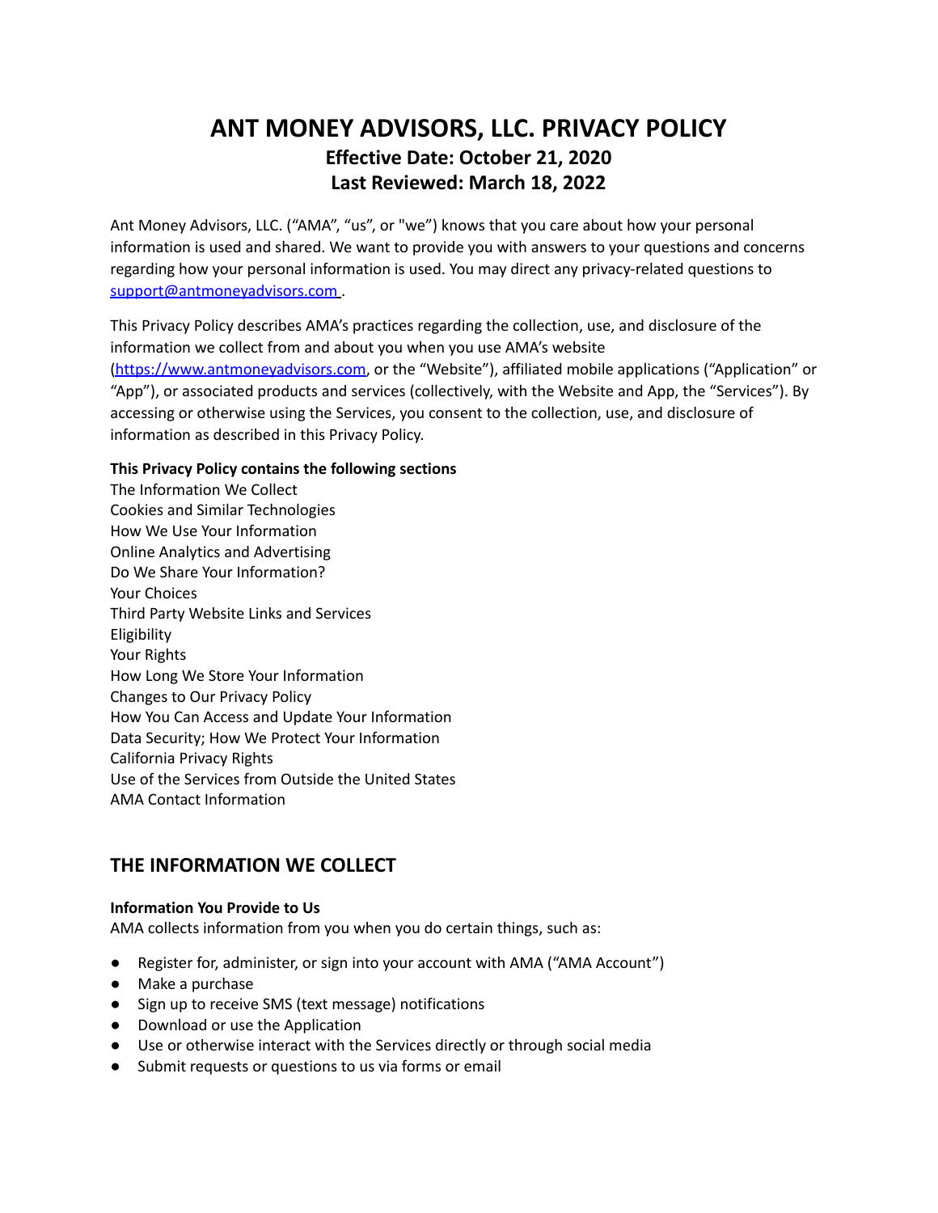# ANT MONEY ADVISORS, LLC. PRIVACY POLICY

**Effective Date: October 21, 2020**
**Last Reviewed: March 18, 2022**

Ant Money Advisors, LLC. ("AMA", "us", or "we") knows that you care about how your personal information is used and shared. We want to provide you with answers to your questions and concerns regarding how your personal information is used. You may direct any privacy-related questions to [support@antmoneyadvisors.com](mailto:support@antmoneyadvisors.com) .

This Privacy Policy describes AMA's practices regarding the collection, use, and disclosure of the information we collect from and about you when you use AMA's website ([https://www.antmoneyadvisors.com](https://www.antmoneyadvisors.com), or the "Website"), affiliated mobile applications ("Application" or "App"), or associated products and services (collectively, with the Website and App, the "Services"). By accessing or otherwise using the Services, you consent to the collection, use, and disclosure of information as described in this Privacy Policy.

**This Privacy Policy contains the following sections**

The Information We Collect
Cookies and Similar Technologies
How We Use Your Information
Online Analytics and Advertising
Do We Share Your Information?
Your Choices
Third Party Website Links and Services
Eligibility
Your Rights
How Long We Store Your Information
Changes to Our Privacy Policy
How You Can Access and Update Your Information
Data Security; How We Protect Your Information
California Privacy Rights
Use of the Services from Outside the United States
AMA Contact Information

## THE INFORMATION WE COLLECT

**Information You Provide to Us**

AMA collects information from you when you do certain things, such as:

- Register for, administer, or sign into your account with AMA ("AMA Account")
- Make a purchase
- Sign up to receive SMS (text message) notifications
- Download or use the Application
- Use or otherwise interact with the Services directly or through social media
- Submit requests or questions to us via forms or email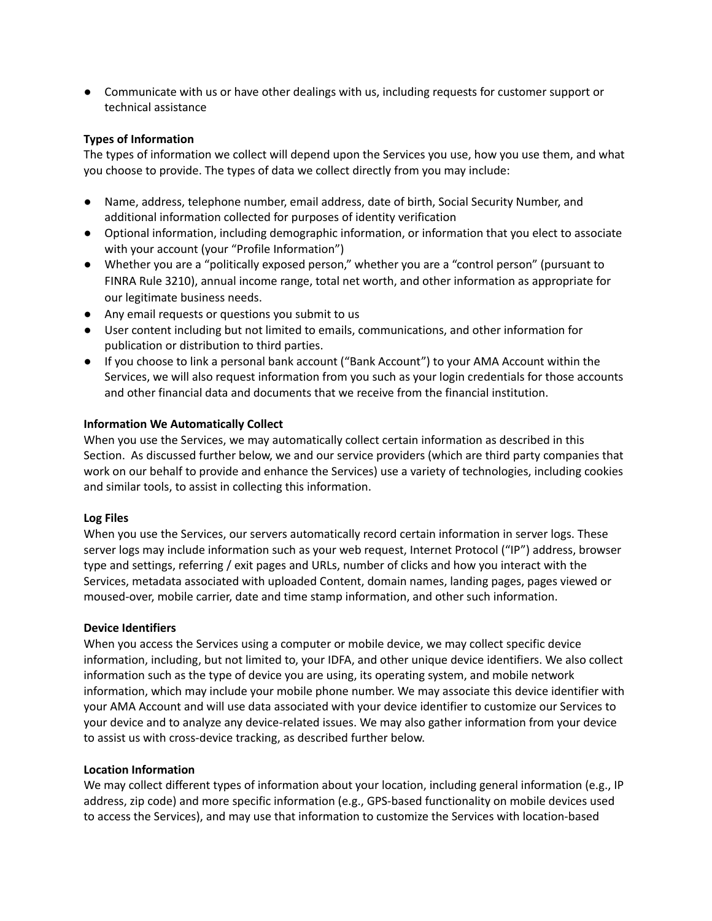- Communicate with us or have other dealings with us, including requests for customer support or technical assistance

**Types of Information**
The types of information we collect will depend upon the Services you use, how you use them, and what you choose to provide. The types of data we collect directly from you may include:

- Name, address, telephone number, email address, date of birth, Social Security Number, and additional information collected for purposes of identity verification
- Optional information, including demographic information, or information that you elect to associate with your account (your "Profile Information")
- Whether you are a "politically exposed person," whether you are a "control person" (pursuant to FINRA Rule 3210), annual income range, total net worth, and other information as appropriate for our legitimate business needs.
- Any email requests or questions you submit to us
- User content including but not limited to emails, communications, and other information for publication or distribution to third parties.
- If you choose to link a personal bank account ("Bank Account") to your AMA Account within the Services, we will also request information from you such as your login credentials for those accounts and other financial data and documents that we receive from the financial institution.

**Information We Automatically Collect**
When you use the Services, we may automatically collect certain information as described in this Section. As discussed further below, we and our service providers (which are third party companies that work on our behalf to provide and enhance the Services) use a variety of technologies, including cookies and similar tools, to assist in collecting this information.

**Log Files**
When you use the Services, our servers automatically record certain information in server logs. These server logs may include information such as your web request, Internet Protocol ("IP") address, browser type and settings, referring / exit pages and URLs, number of clicks and how you interact with the Services, metadata associated with uploaded Content, domain names, landing pages, pages viewed or moused-over, mobile carrier, date and time stamp information, and other such information.

**Device Identifiers**
When you access the Services using a computer or mobile device, we may collect specific device information, including, but not limited to, your IDFA, and other unique device identifiers. We also collect information such as the type of device you are using, its operating system, and mobile network information, which may include your mobile phone number. We may associate this device identifier with your AMA Account and will use data associated with your device identifier to customize our Services to your device and to analyze any device-related issues. We may also gather information from your device to assist us with cross-device tracking, as described further below.

**Location Information**
We may collect different types of information about your location, including general information (e.g., IP address, zip code) and more specific information (e.g., GPS-based functionality on mobile devices used to access the Services), and may use that information to customize the Services with location-based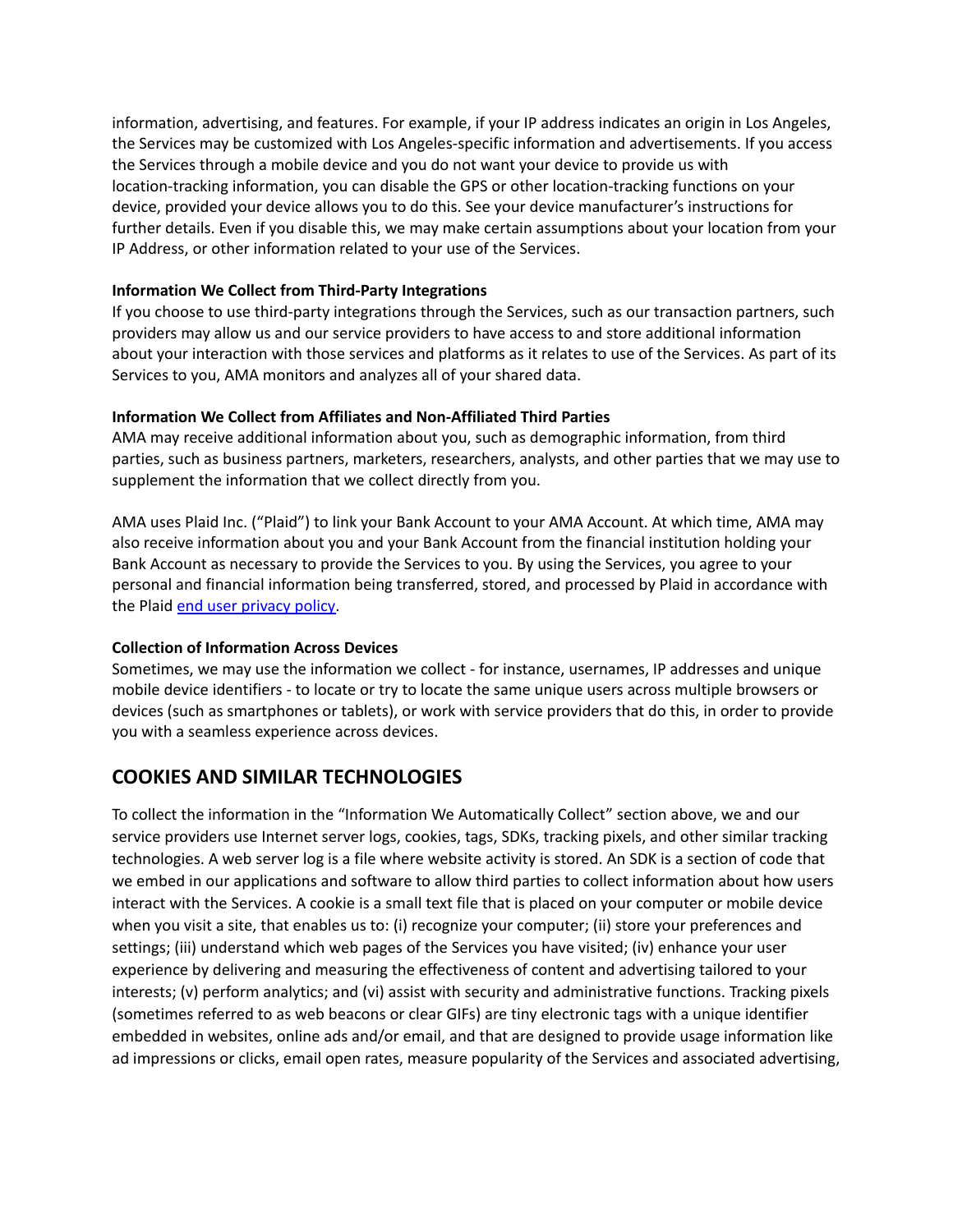information, advertising, and features. For example, if your IP address indicates an origin in Los Angeles, the Services may be customized with Los Angeles-specific information and advertisements. If you access the Services through a mobile device and you do not want your device to provide us with location-tracking information, you can disable the GPS or other location-tracking functions on your device, provided your device allows you to do this. See your device manufacturer's instructions for further details. Even if you disable this, we may make certain assumptions about your location from your IP Address, or other information related to your use of the Services.

**Information We Collect from Third-Party Integrations**

If you choose to use third-party integrations through the Services, such as our transaction partners, such providers may allow us and our service providers to have access to and store additional information about your interaction with those services and platforms as it relates to use of the Services. As part of its Services to you, AMA monitors and analyzes all of your shared data.

**Information We Collect from Affiliates and Non-Affiliated Third Parties**

AMA may receive additional information about you, such as demographic information, from third parties, such as business partners, marketers, researchers, analysts, and other parties that we may use to supplement the information that we collect directly from you.

AMA uses Plaid Inc. ("Plaid") to link your Bank Account to your AMA Account. At which time, AMA may also receive information about you and your Bank Account from the financial institution holding your Bank Account as necessary to provide the Services to you. By using the Services, you agree to your personal and financial information being transferred, stored, and processed by Plaid in accordance with the Plaid end user privacy policy.

**Collection of Information Across Devices**

Sometimes, we may use the information we collect - for instance, usernames, IP addresses and unique mobile device identifiers - to locate or try to locate the same unique users across multiple browsers or devices (such as smartphones or tablets), or work with service providers that do this, in order to provide you with a seamless experience across devices.

## COOKIES AND SIMILAR TECHNOLOGIES

To collect the information in the "Information We Automatically Collect" section above, we and our service providers use Internet server logs, cookies, tags, SDKs, tracking pixels, and other similar tracking technologies. A web server log is a file where website activity is stored. An SDK is a section of code that we embed in our applications and software to allow third parties to collect information about how users interact with the Services. A cookie is a small text file that is placed on your computer or mobile device when you visit a site, that enables us to: (i) recognize your computer; (ii) store your preferences and settings; (iii) understand which web pages of the Services you have visited; (iv) enhance your user experience by delivering and measuring the effectiveness of content and advertising tailored to your interests; (v) perform analytics; and (vi) assist with security and administrative functions. Tracking pixels (sometimes referred to as web beacons or clear GIFs) are tiny electronic tags with a unique identifier embedded in websites, online ads and/or email, and that are designed to provide usage information like ad impressions or clicks, email open rates, measure popularity of the Services and associated advertising,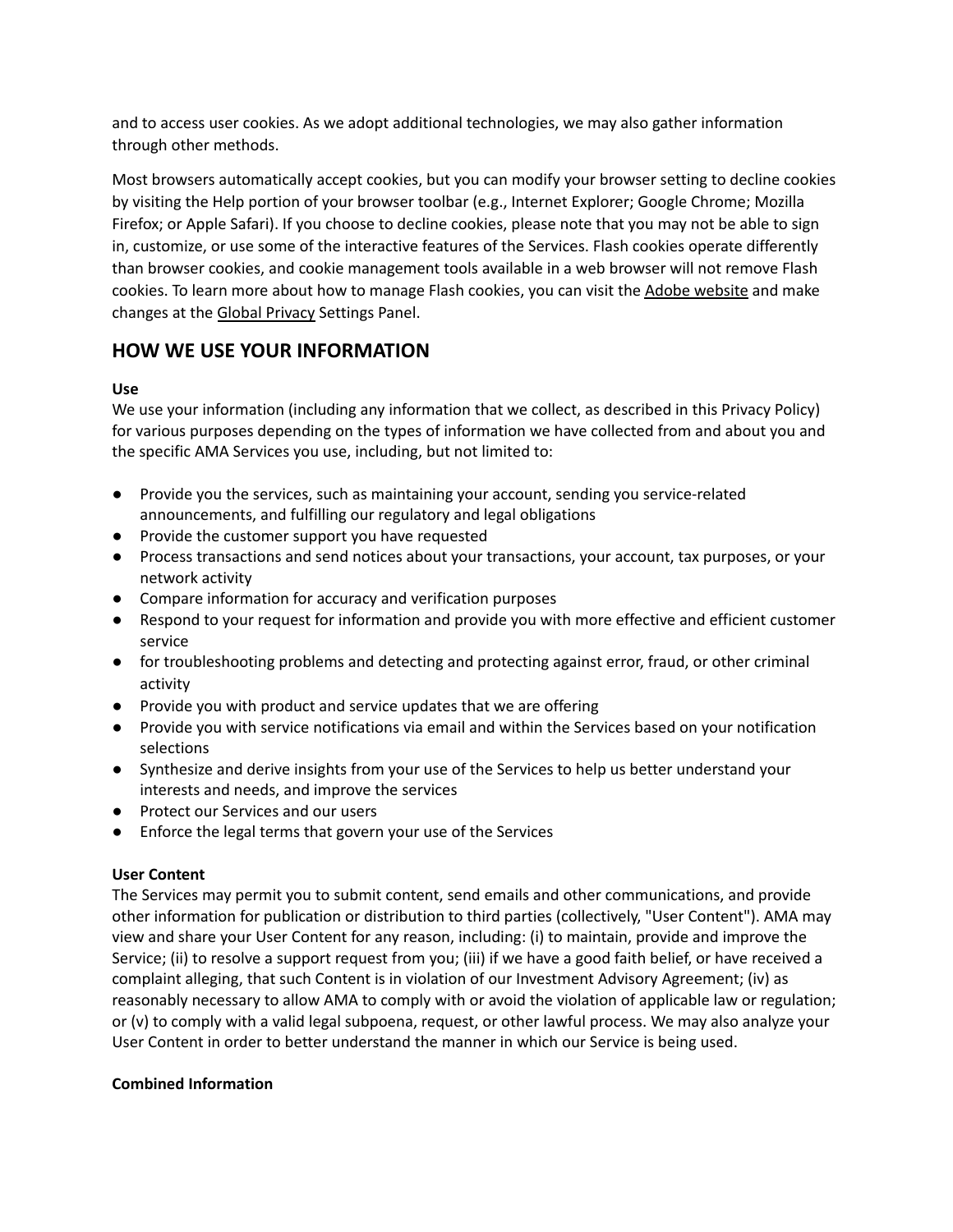and to access user cookies. As we adopt additional technologies, we may also gather information through other methods.

Most browsers automatically accept cookies, but you can modify your browser setting to decline cookies by visiting the Help portion of your browser toolbar (e.g., Internet Explorer; Google Chrome; Mozilla Firefox; or Apple Safari). If you choose to decline cookies, please note that you may not be able to sign in, customize, or use some of the interactive features of the Services. Flash cookies operate differently than browser cookies, and cookie management tools available in a web browser will not remove Flash cookies. To learn more about how to manage Flash cookies, you can visit the Adobe website and make changes at the Global Privacy Settings Panel.

## HOW WE USE YOUR INFORMATION

**Use**
We use your information (including any information that we collect, as described in this Privacy Policy) for various purposes depending on the types of information we have collected from and about you and the specific AMA Services you use, including, but not limited to:

- Provide you the services, such as maintaining your account, sending you service-related announcements, and fulfilling our regulatory and legal obligations
- Provide the customer support you have requested
- Process transactions and send notices about your transactions, your account, tax purposes, or your network activity
- Compare information for accuracy and verification purposes
- Respond to your request for information and provide you with more effective and efficient customer service
- for troubleshooting problems and detecting and protecting against error, fraud, or other criminal activity
- Provide you with product and service updates that we are offering
- Provide you with service notifications via email and within the Services based on your notification selections
- Synthesize and derive insights from your use of the Services to help us better understand your interests and needs, and improve the services
- Protect our Services and our users
- Enforce the legal terms that govern your use of the Services

**User Content**
The Services may permit you to submit content, send emails and other communications, and provide other information for publication or distribution to third parties (collectively, "User Content"). AMA may view and share your User Content for any reason, including: (i) to maintain, provide and improve the Service; (ii) to resolve a support request from you; (iii) if we have a good faith belief, or have received a complaint alleging, that such Content is in violation of our Investment Advisory Agreement; (iv) as reasonably necessary to allow AMA to comply with or avoid the violation of applicable law or regulation; or (v) to comply with a valid legal subpoena, request, or other lawful process. We may also analyze your User Content in order to better understand the manner in which our Service is being used.

**Combined Information**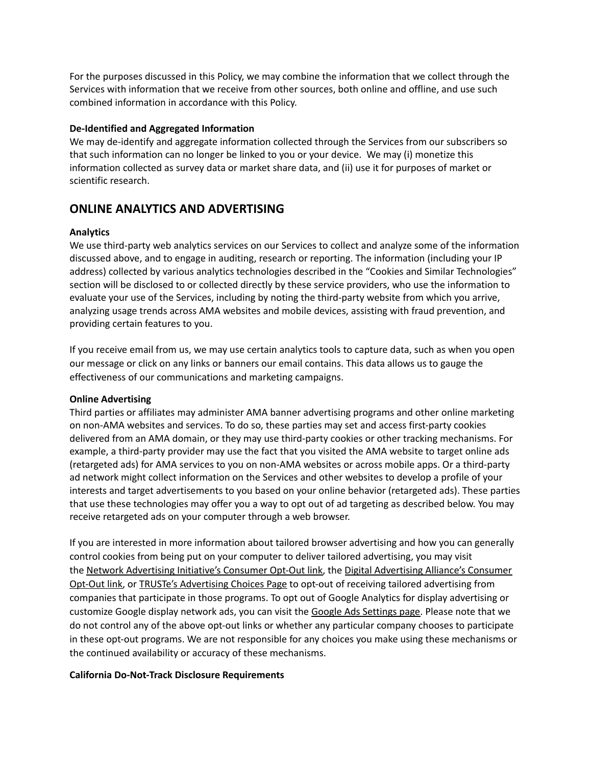For the purposes discussed in this Policy, we may combine the information that we collect through the Services with information that we receive from other sources, both online and offline, and use such combined information in accordance with this Policy.

**De-Identified and Aggregated Information**
We may de-identify and aggregate information collected through the Services from our subscribers so that such information can no longer be linked to you or your device. We may (i) monetize this information collected as survey data or market share data, and (ii) use it for purposes of market or scientific research.

## ONLINE ANALYTICS AND ADVERTISING

**Analytics**
We use third-party web analytics services on our Services to collect and analyze some of the information discussed above, and to engage in auditing, research or reporting. The information (including your IP address) collected by various analytics technologies described in the "Cookies and Similar Technologies" section will be disclosed to or collected directly by these service providers, who use the information to evaluate your use of the Services, including by noting the third-party website from which you arrive, analyzing usage trends across AMA websites and mobile devices, assisting with fraud prevention, and providing certain features to you.

If you receive email from us, we may use certain analytics tools to capture data, such as when you open our message or click on any links or banners our email contains. This data allows us to gauge the effectiveness of our communications and marketing campaigns.

**Online Advertising**
Third parties or affiliates may administer AMA banner advertising programs and other online marketing on non-AMA websites and services. To do so, these parties may set and access first-party cookies delivered from an AMA domain, or they may use third-party cookies or other tracking mechanisms. For example, a third-party provider may use the fact that you visited the AMA website to target online ads (retargeted ads) for AMA services to you on non-AMA websites or across mobile apps. Or a third-party ad network might collect information on the Services and other websites to develop a profile of your interests and target advertisements to you based on your online behavior (retargeted ads). These parties that use these technologies may offer you a way to opt out of ad targeting as described below. You may receive retargeted ads on your computer through a web browser.

If you are interested in more information about tailored browser advertising and how you can generally control cookies from being put on your computer to deliver tailored advertising, you may visit the Network Advertising Initiative's Consumer Opt-Out link, the Digital Advertising Alliance's Consumer Opt-Out link, or TRUSTe's Advertising Choices Page to opt-out of receiving tailored advertising from companies that participate in those programs. To opt out of Google Analytics for display advertising or customize Google display network ads, you can visit the Google Ads Settings page. Please note that we do not control any of the above opt-out links or whether any particular company chooses to participate in these opt-out programs. We are not responsible for any choices you make using these mechanisms or the continued availability or accuracy of these mechanisms.

**California Do-Not-Track Disclosure Requirements**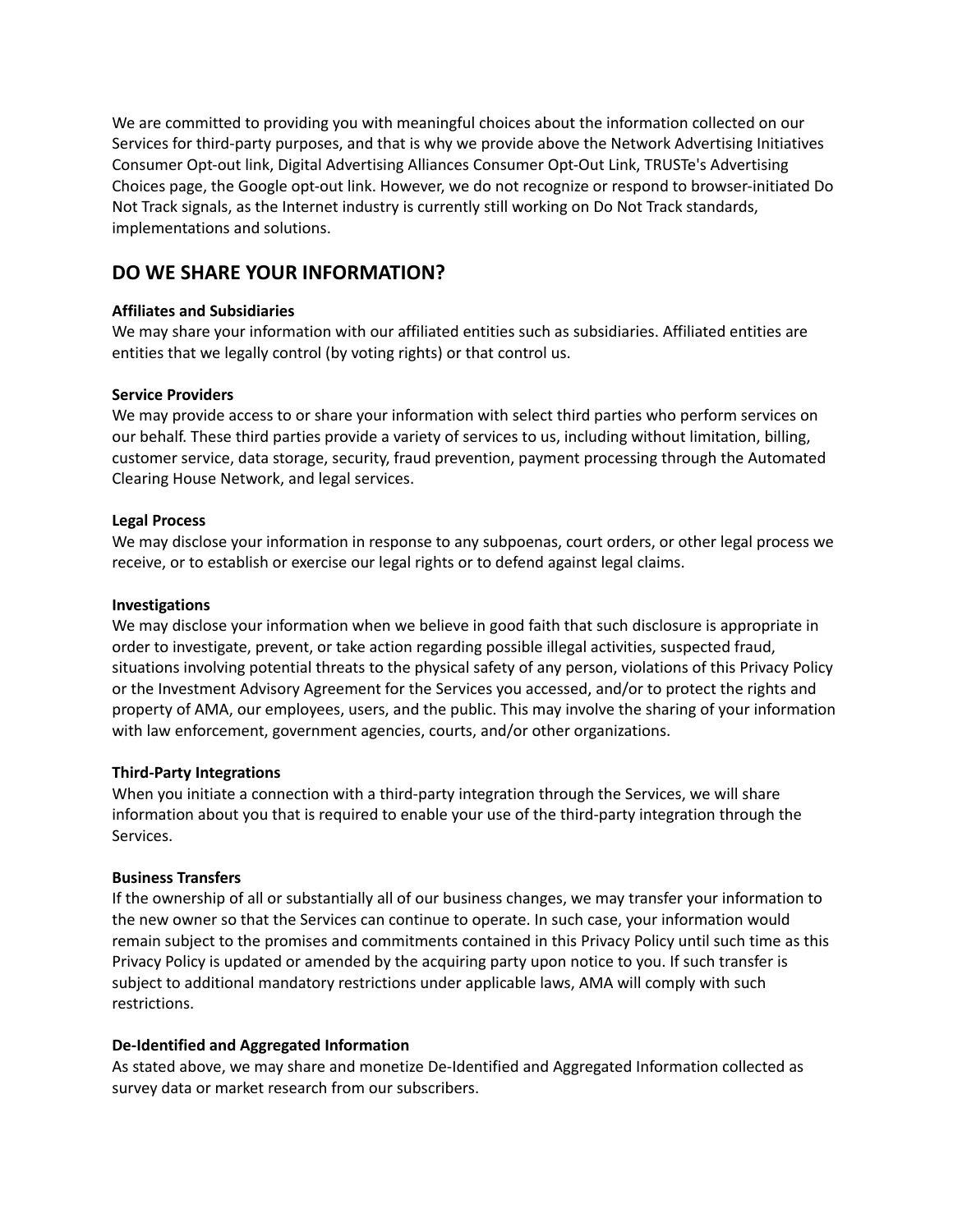We are committed to providing you with meaningful choices about the information collected on our Services for third-party purposes, and that is why we provide above the Network Advertising Initiatives Consumer Opt-out link, Digital Advertising Alliances Consumer Opt-Out Link, TRUSTe's Advertising Choices page, the Google opt-out link. However, we do not recognize or respond to browser-initiated Do Not Track signals, as the Internet industry is currently still working on Do Not Track standards, implementations and solutions.

## DO WE SHARE YOUR INFORMATION?

**Affiliates and Subsidiaries**
We may share your information with our affiliated entities such as subsidiaries. Affiliated entities are entities that we legally control (by voting rights) or that control us.

**Service Providers**
We may provide access to or share your information with select third parties who perform services on our behalf. These third parties provide a variety of services to us, including without limitation, billing, customer service, data storage, security, fraud prevention, payment processing through the Automated Clearing House Network, and legal services.

**Legal Process**
We may disclose your information in response to any subpoenas, court orders, or other legal process we receive, or to establish or exercise our legal rights or to defend against legal claims.

**Investigations**
We may disclose your information when we believe in good faith that such disclosure is appropriate in order to investigate, prevent, or take action regarding possible illegal activities, suspected fraud, situations involving potential threats to the physical safety of any person, violations of this Privacy Policy or the Investment Advisory Agreement for the Services you accessed, and/or to protect the rights and property of AMA, our employees, users, and the public. This may involve the sharing of your information with law enforcement, government agencies, courts, and/or other organizations.

**Third-Party Integrations**
When you initiate a connection with a third-party integration through the Services, we will share information about you that is required to enable your use of the third-party integration through the Services.

**Business Transfers**
If the ownership of all or substantially all of our business changes, we may transfer your information to the new owner so that the Services can continue to operate. In such case, your information would remain subject to the promises and commitments contained in this Privacy Policy until such time as this Privacy Policy is updated or amended by the acquiring party upon notice to you. If such transfer is subject to additional mandatory restrictions under applicable laws, AMA will comply with such restrictions.

**De-Identified and Aggregated Information**
As stated above, we may share and monetize De-Identified and Aggregated Information collected as survey data or market research from our subscribers.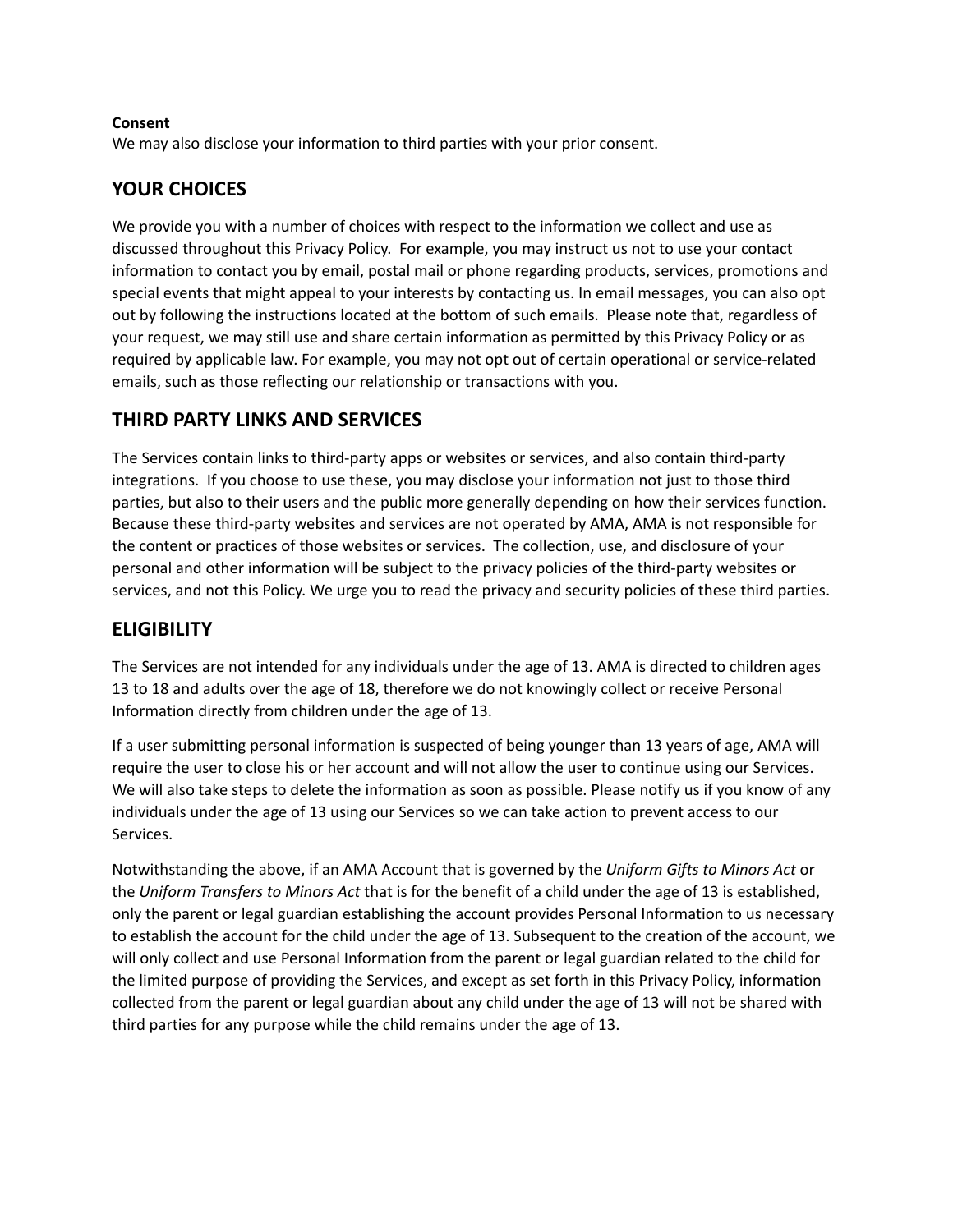**Consent**
We may also disclose your information to third parties with your prior consent.

## YOUR CHOICES

We provide you with a number of choices with respect to the information we collect and use as discussed throughout this Privacy Policy. For example, you may instruct us not to use your contact information to contact you by email, postal mail or phone regarding products, services, promotions and special events that might appeal to your interests by contacting us. In email messages, you can also opt out by following the instructions located at the bottom of such emails. Please note that, regardless of your request, we may still use and share certain information as permitted by this Privacy Policy or as required by applicable law. For example, you may not opt out of certain operational or service-related emails, such as those reflecting our relationship or transactions with you.

## THIRD PARTY LINKS AND SERVICES

The Services contain links to third-party apps or websites or services, and also contain third-party integrations. If you choose to use these, you may disclose your information not just to those third parties, but also to their users and the public more generally depending on how their services function. Because these third-party websites and services are not operated by AMA, AMA is not responsible for the content or practices of those websites or services. The collection, use, and disclosure of your personal and other information will be subject to the privacy policies of the third-party websites or services, and not this Policy. We urge you to read the privacy and security policies of these third parties.

## ELIGIBILITY

The Services are not intended for any individuals under the age of 13. AMA is directed to children ages 13 to 18 and adults over the age of 18, therefore we do not knowingly collect or receive Personal Information directly from children under the age of 13.

If a user submitting personal information is suspected of being younger than 13 years of age, AMA will require the user to close his or her account and will not allow the user to continue using our Services. We will also take steps to delete the information as soon as possible. Please notify us if you know of any individuals under the age of 13 using our Services so we can take action to prevent access to our Services.

Notwithstanding the above, if an AMA Account that is governed by the *Uniform Gifts to Minors Act* or the *Uniform Transfers to Minors Act* that is for the benefit of a child under the age of 13 is established, only the parent or legal guardian establishing the account provides Personal Information to us necessary to establish the account for the child under the age of 13. Subsequent to the creation of the account, we will only collect and use Personal Information from the parent or legal guardian related to the child for the limited purpose of providing the Services, and except as set forth in this Privacy Policy, information collected from the parent or legal guardian about any child under the age of 13 will not be shared with third parties for any purpose while the child remains under the age of 13.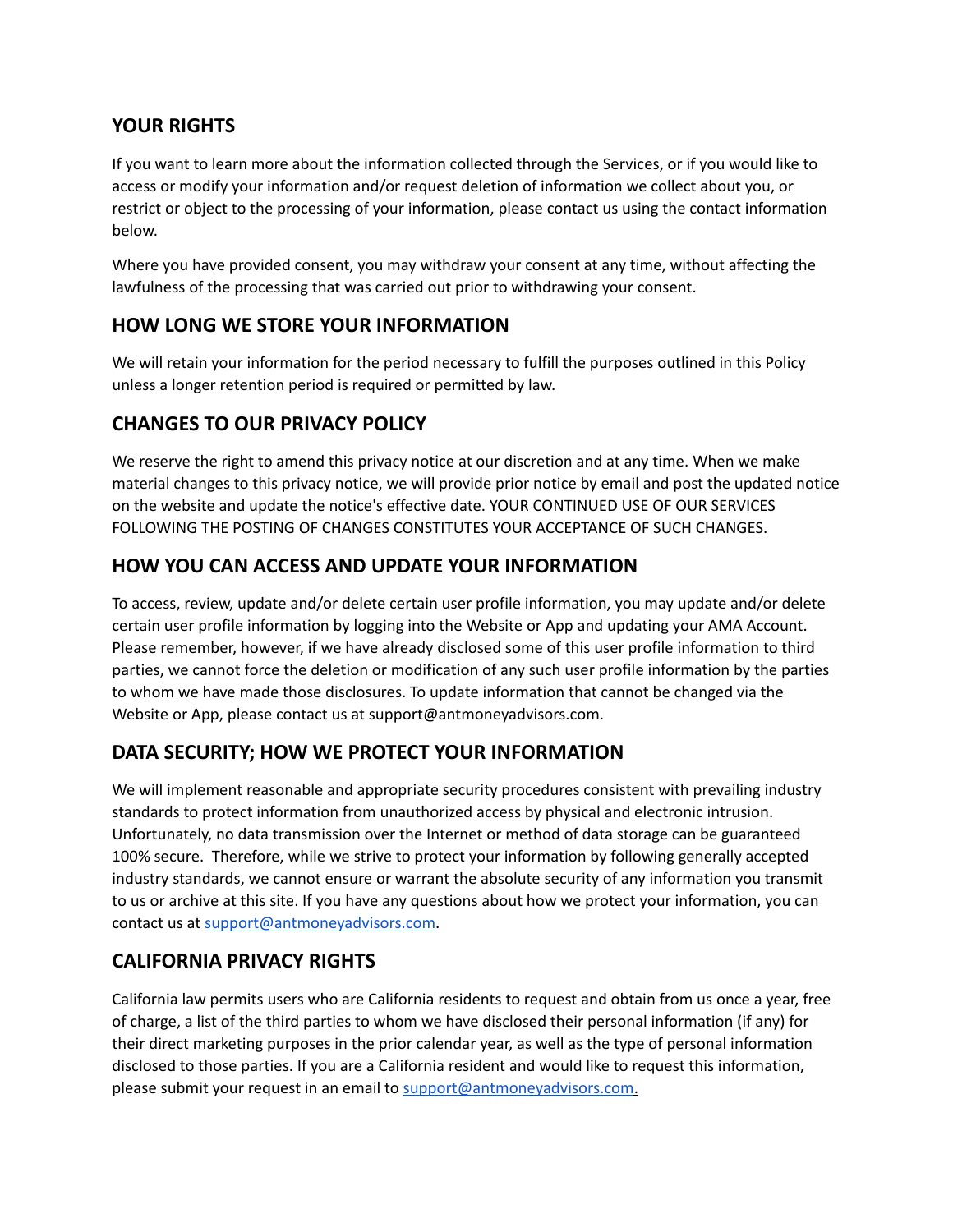## YOUR RIGHTS

If you want to learn more about the information collected through the Services, or if you would like to access or modify your information and/or request deletion of information we collect about you, or restrict or object to the processing of your information, please contact us using the contact information below.

Where you have provided consent, you may withdraw your consent at any time, without affecting the lawfulness of the processing that was carried out prior to withdrawing your consent.

## HOW LONG WE STORE YOUR INFORMATION

We will retain your information for the period necessary to fulfill the purposes outlined in this Policy unless a longer retention period is required or permitted by law.

## CHANGES TO OUR PRIVACY POLICY

We reserve the right to amend this privacy notice at our discretion and at any time. When we make material changes to this privacy notice, we will provide prior notice by email and post the updated notice on the website and update the notice's effective date. YOUR CONTINUED USE OF OUR SERVICES FOLLOWING THE POSTING OF CHANGES CONSTITUTES YOUR ACCEPTANCE OF SUCH CHANGES.

## HOW YOU CAN ACCESS AND UPDATE YOUR INFORMATION

To access, review, update and/or delete certain user profile information, you may update and/or delete certain user profile information by logging into the Website or App and updating your AMA Account. Please remember, however, if we have already disclosed some of this user profile information to third parties, we cannot force the deletion or modification of any such user profile information by the parties to whom we have made those disclosures. To update information that cannot be changed via the Website or App, please contact us at support@antmoneyadvisors.com.

## DATA SECURITY; HOW WE PROTECT YOUR INFORMATION

We will implement reasonable and appropriate security procedures consistent with prevailing industry standards to protect information from unauthorized access by physical and electronic intrusion. Unfortunately, no data transmission over the Internet or method of data storage can be guaranteed 100% secure. Therefore, while we strive to protect your information by following generally accepted industry standards, we cannot ensure or warrant the absolute security of any information you transmit to us or archive at this site. If you have any questions about how we protect your information, you can contact us at support@antmoneyadvisors.com.

## CALIFORNIA PRIVACY RIGHTS

California law permits users who are California residents to request and obtain from us once a year, free of charge, a list of the third parties to whom we have disclosed their personal information (if any) for their direct marketing purposes in the prior calendar year, as well as the type of personal information disclosed to those parties. If you are a California resident and would like to request this information, please submit your request in an email to support@antmoneyadvisors.com.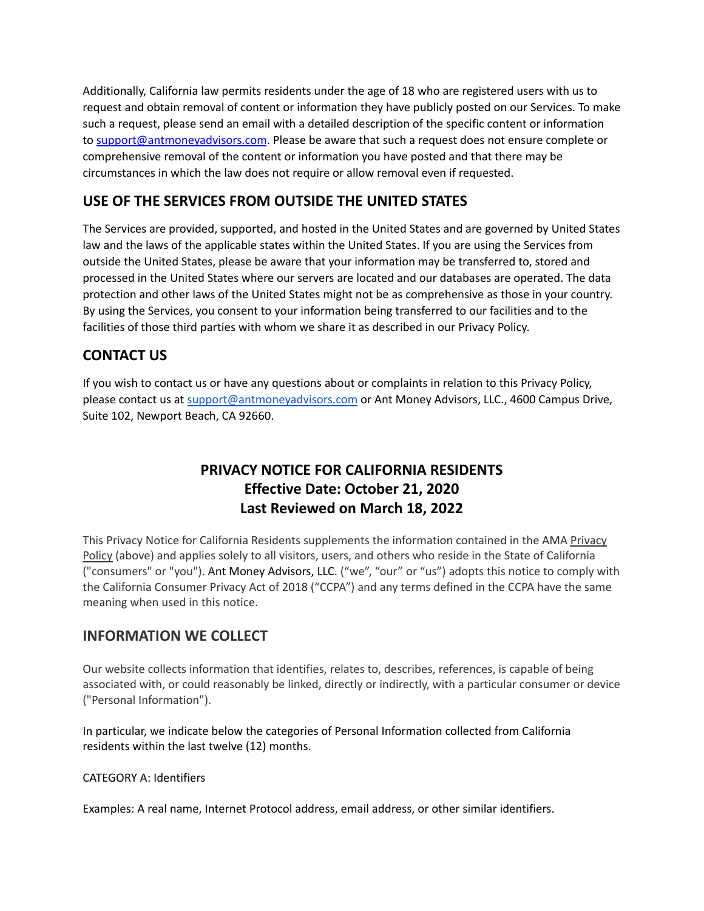Additionally, California law permits residents under the age of 18 who are registered users with us to request and obtain removal of content or information they have publicly posted on our Services. To make such a request, please send an email with a detailed description of the specific content or information to support@antmoneyadvisors.com. Please be aware that such a request does not ensure complete or comprehensive removal of the content or information you have posted and that there may be circumstances in which the law does not require or allow removal even if requested.

## USE OF THE SERVICES FROM OUTSIDE THE UNITED STATES

The Services are provided, supported, and hosted in the United States and are governed by United States law and the laws of the applicable states within the United States. If you are using the Services from outside the United States, please be aware that your information may be transferred to, stored and processed in the United States where our servers are located and our databases are operated. The data protection and other laws of the United States might not be as comprehensive as those in your country. By using the Services, you consent to your information being transferred to our facilities and to the facilities of those third parties with whom we share it as described in our Privacy Policy.

## CONTACT US

If you wish to contact us or have any questions about or complaints in relation to this Privacy Policy, please contact us at support@antmoneyadvisors.com or Ant Money Advisors, LLC., 4600 Campus Drive, Suite 102, Newport Beach, CA 92660.

# PRIVACY NOTICE FOR CALIFORNIA RESIDENTS
# Effective Date: October 21, 2020
# Last Reviewed on March 18, 2022

This Privacy Notice for California Residents supplements the information contained in the AMA Privacy Policy (above) and applies solely to all visitors, users, and others who reside in the State of California ("consumers" or "you"). Ant Money Advisors, LLC. ("we", "our" or "us") adopts this notice to comply with the California Consumer Privacy Act of 2018 ("CCPA") and any terms defined in the CCPA have the same meaning when used in this notice.

## INFORMATION WE COLLECT

Our website collects information that identifies, relates to, describes, references, is capable of being associated with, or could reasonably be linked, directly or indirectly, with a particular consumer or device ("Personal Information").

In particular, we indicate below the categories of Personal Information collected from California residents within the last twelve (12) months.

CATEGORY A: Identifiers

Examples: A real name, Internet Protocol address, email address, or other similar identifiers.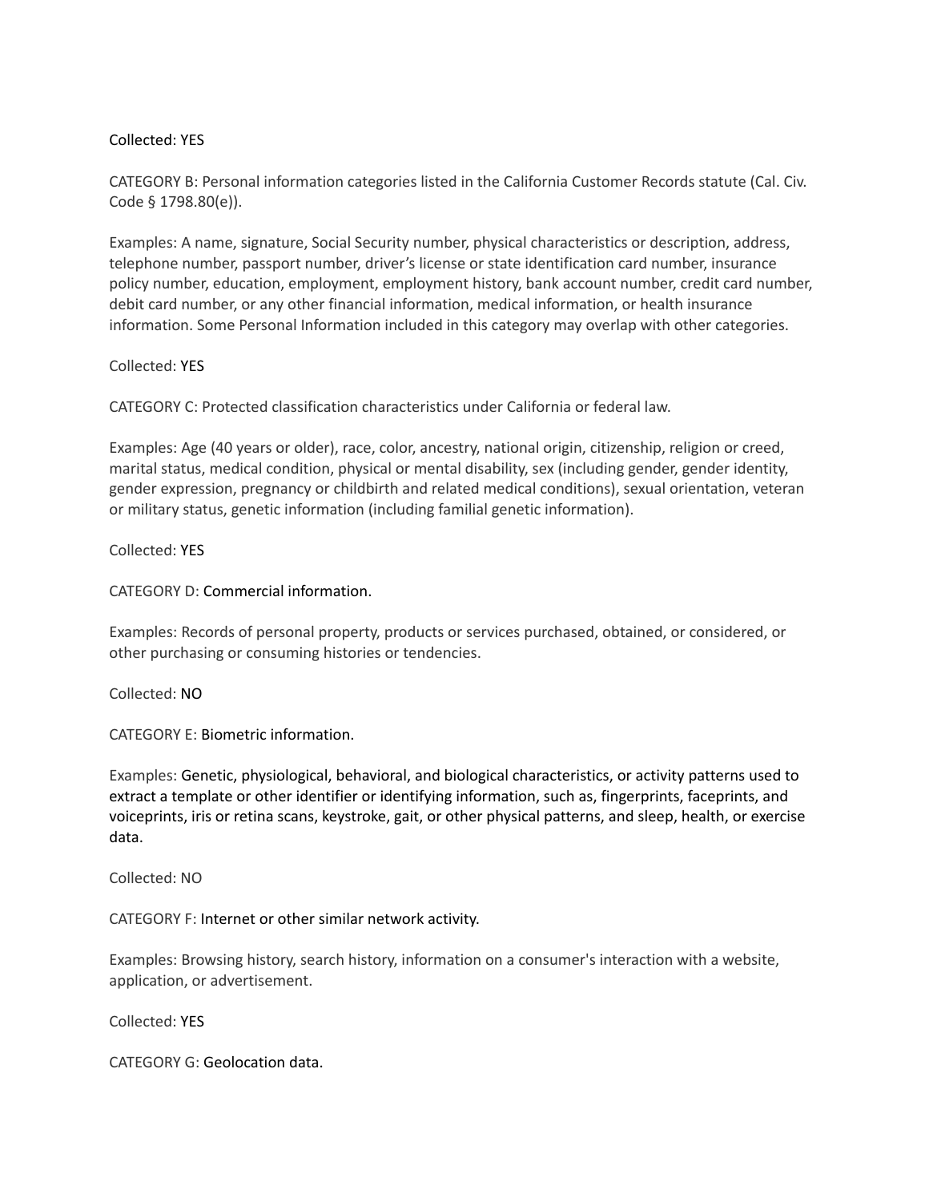Collected: YES

CATEGORY B: Personal information categories listed in the California Customer Records statute (Cal. Civ. Code § 1798.80(e)).

Examples: A name, signature, Social Security number, physical characteristics or description, address, telephone number, passport number, driver's license or state identification card number, insurance policy number, education, employment, employment history, bank account number, credit card number, debit card number, or any other financial information, medical information, or health insurance information. Some Personal Information included in this category may overlap with other categories.

Collected: YES

CATEGORY C: Protected classification characteristics under California or federal law.

Examples: Age (40 years or older), race, color, ancestry, national origin, citizenship, religion or creed, marital status, medical condition, physical or mental disability, sex (including gender, gender identity, gender expression, pregnancy or childbirth and related medical conditions), sexual orientation, veteran or military status, genetic information (including familial genetic information).

Collected: YES

CATEGORY D: Commercial information.

Examples: Records of personal property, products or services purchased, obtained, or considered, or other purchasing or consuming histories or tendencies.

Collected: NO

CATEGORY E: Biometric information.

Examples: Genetic, physiological, behavioral, and biological characteristics, or activity patterns used to extract a template or other identifier or identifying information, such as, fingerprints, faceprints, and voiceprints, iris or retina scans, keystroke, gait, or other physical patterns, and sleep, health, or exercise data.

Collected: NO

CATEGORY F: Internet or other similar network activity.

Examples: Browsing history, search history, information on a consumer's interaction with a website, application, or advertisement.

Collected: YES

CATEGORY G: Geolocation data.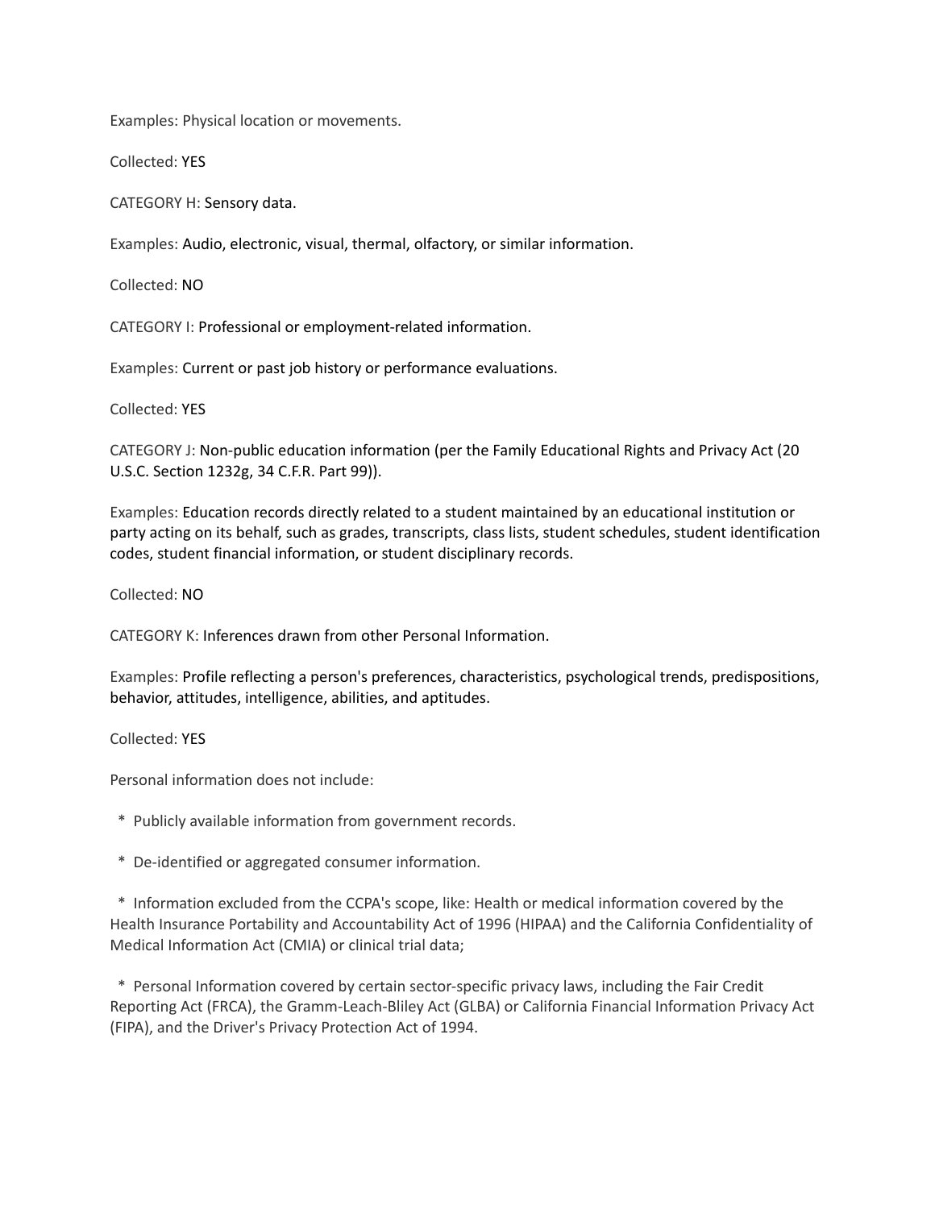Examples: Physical location or movements.

Collected: YES

CATEGORY H: Sensory data.

Examples: Audio, electronic, visual, thermal, olfactory, or similar information.

Collected: NO

CATEGORY I: Professional or employment-related information.

Examples: Current or past job history or performance evaluations.

Collected: YES

CATEGORY J: Non-public education information (per the Family Educational Rights and Privacy Act (20 U.S.C. Section 1232g, 34 C.F.R. Part 99)).

Examples: Education records directly related to a student maintained by an educational institution or party acting on its behalf, such as grades, transcripts, class lists, student schedules, student identification codes, student financial information, or student disciplinary records.

Collected: NO

CATEGORY K: Inferences drawn from other Personal Information.

Examples: Profile reflecting a person's preferences, characteristics, psychological trends, predispositions, behavior, attitudes, intelligence, abilities, and aptitudes.

Collected: YES

Personal information does not include:

* Publicly available information from government records.

* De-identified or aggregated consumer information.

* Information excluded from the CCPA's scope, like: Health or medical information covered by the Health Insurance Portability and Accountability Act of 1996 (HIPAA) and the California Confidentiality of Medical Information Act (CMIA) or clinical trial data;

* Personal Information covered by certain sector-specific privacy laws, including the Fair Credit Reporting Act (FRCA), the Gramm-Leach-Bliley Act (GLBA) or California Financial Information Privacy Act (FIPA), and the Driver's Privacy Protection Act of 1994.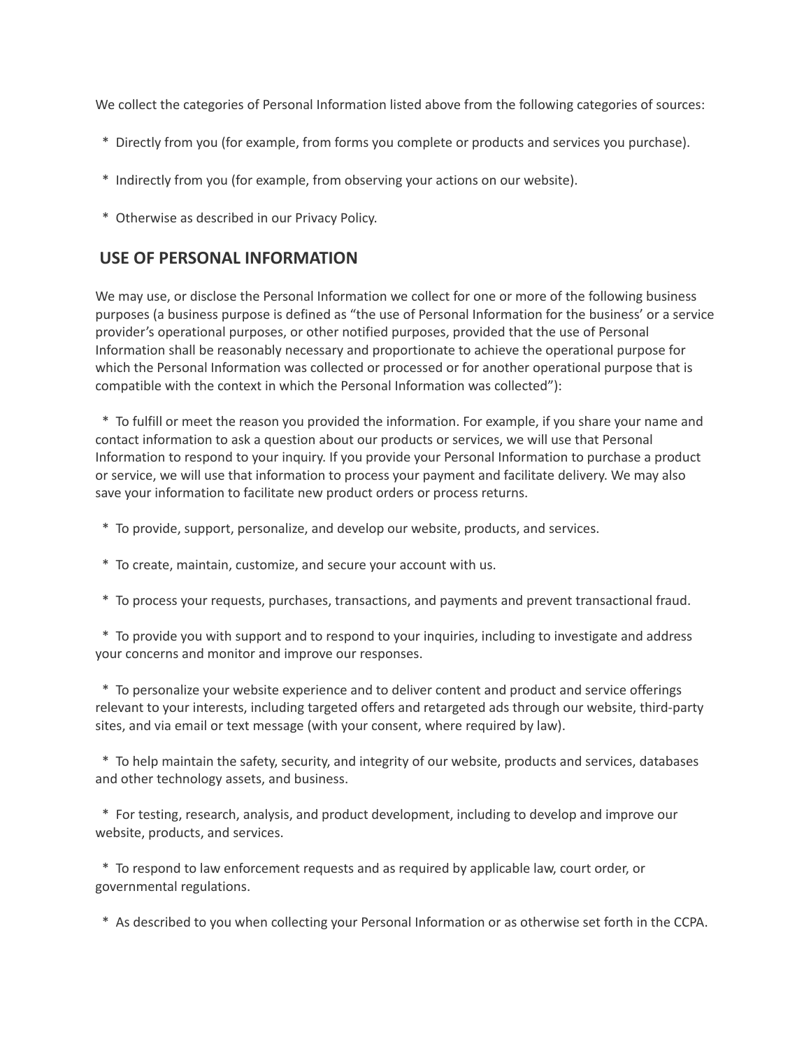We collect the categories of Personal Information listed above from the following categories of sources:

* Directly from you (for example, from forms you complete or products and services you purchase).

* Indirectly from you (for example, from observing your actions on our website).

* Otherwise as described in our Privacy Policy.

## USE OF PERSONAL INFORMATION

We may use, or disclose the Personal Information we collect for one or more of the following business purposes (a business purpose is defined as “the use of Personal Information for the business’ or a service provider’s operational purposes, or other notified purposes, provided that the use of Personal Information shall be reasonably necessary and proportionate to achieve the operational purpose for which the Personal Information was collected or processed or for another operational purpose that is compatible with the context in which the Personal Information was collected”):

* To fulfill or meet the reason you provided the information. For example, if you share your name and contact information to ask a question about our products or services, we will use that Personal Information to respond to your inquiry. If you provide your Personal Information to purchase a product or service, we will use that information to process your payment and facilitate delivery. We may also save your information to facilitate new product orders or process returns.

* To provide, support, personalize, and develop our website, products, and services.

* To create, maintain, customize, and secure your account with us.

* To process your requests, purchases, transactions, and payments and prevent transactional fraud.

* To provide you with support and to respond to your inquiries, including to investigate and address your concerns and monitor and improve our responses.

* To personalize your website experience and to deliver content and product and service offerings relevant to your interests, including targeted offers and retargeted ads through our website, third-party sites, and via email or text message (with your consent, where required by law).

* To help maintain the safety, security, and integrity of our website, products and services, databases and other technology assets, and business.

* For testing, research, analysis, and product development, including to develop and improve our website, products, and services.

* To respond to law enforcement requests and as required by applicable law, court order, or governmental regulations.

* As described to you when collecting your Personal Information or as otherwise set forth in the CCPA.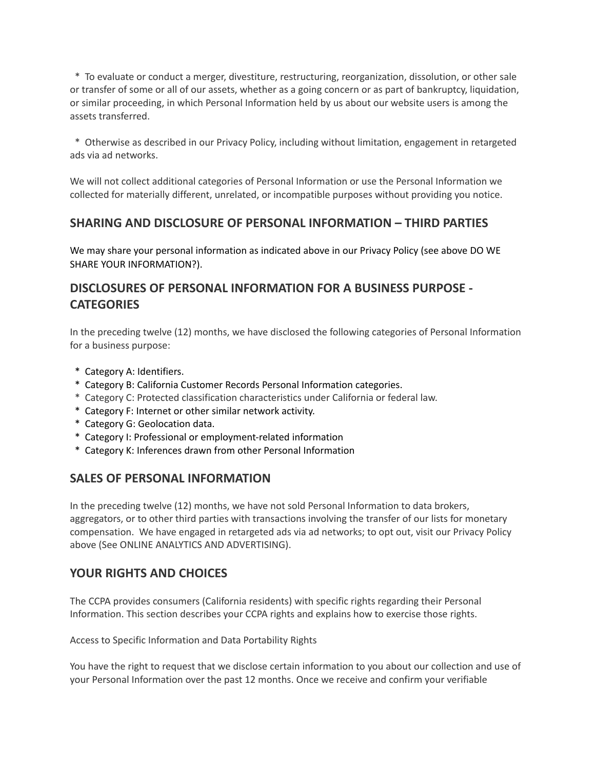* To evaluate or conduct a merger, divestiture, restructuring, reorganization, dissolution, or other sale or transfer of some or all of our assets, whether as a going concern or as part of bankruptcy, liquidation, or similar proceeding, in which Personal Information held by us about our website users is among the assets transferred.

* Otherwise as described in our Privacy Policy, including without limitation, engagement in retargeted ads via ad networks.

We will not collect additional categories of Personal Information or use the Personal Information we collected for materially different, unrelated, or incompatible purposes without providing you notice.

## SHARING AND DISCLOSURE OF PERSONAL INFORMATION – THIRD PARTIES

We may share your personal information as indicated above in our Privacy Policy (see above DO WE SHARE YOUR INFORMATION?).

## DISCLOSURES OF PERSONAL INFORMATION FOR A BUSINESS PURPOSE - CATEGORIES

In the preceding twelve (12) months, we have disclosed the following categories of Personal Information for a business purpose:

* Category A: Identifiers.
* Category B: California Customer Records Personal Information categories.
* Category C: Protected classification characteristics under California or federal law.
* Category F: Internet or other similar network activity.
* Category G: Geolocation data.
* Category I: Professional or employment-related information
* Category K: Inferences drawn from other Personal Information

## SALES OF PERSONAL INFORMATION

In the preceding twelve (12) months, we have not sold Personal Information to data brokers, aggregators, or to other third parties with transactions involving the transfer of our lists for monetary compensation.  We have engaged in retargeted ads via ad networks; to opt out, visit our Privacy Policy above (See ONLINE ANALYTICS AND ADVERTISING).

## YOUR RIGHTS AND CHOICES

The CCPA provides consumers (California residents) with specific rights regarding their Personal Information. This section describes your CCPA rights and explains how to exercise those rights.

Access to Specific Information and Data Portability Rights

You have the right to request that we disclose certain information to you about our collection and use of your Personal Information over the past 12 months. Once we receive and confirm your verifiable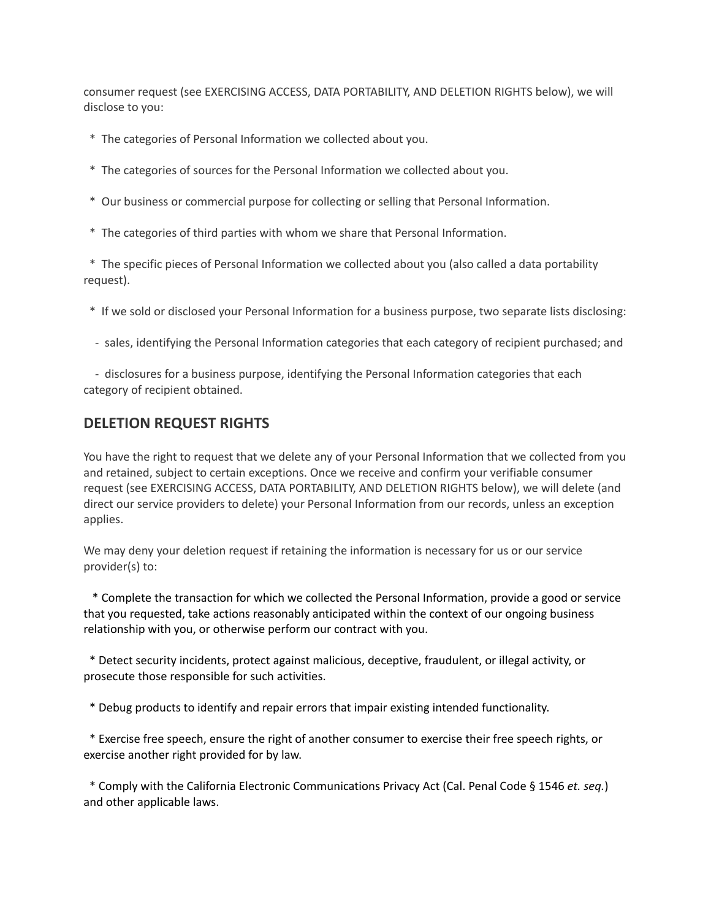consumer request (see EXERCISING ACCESS, DATA PORTABILITY, AND DELETION RIGHTS below), we will disclose to you:

* The categories of Personal Information we collected about you.
* The categories of sources for the Personal Information we collected about you.
* Our business or commercial purpose for collecting or selling that Personal Information.
* The categories of third parties with whom we share that Personal Information.
* The specific pieces of Personal Information we collected about you (also called a data portability request).
* If we sold or disclosed your Personal Information for a business purpose, two separate lists disclosing:
  - sales, identifying the Personal Information categories that each category of recipient purchased; and
  - disclosures for a business purpose, identifying the Personal Information categories that each category of recipient obtained.

## DELETION REQUEST RIGHTS

You have the right to request that we delete any of your Personal Information that we collected from you and retained, subject to certain exceptions. Once we receive and confirm your verifiable consumer request (see EXERCISING ACCESS, DATA PORTABILITY, AND DELETION RIGHTS below), we will delete (and direct our service providers to delete) your Personal Information from our records, unless an exception applies.

We may deny your deletion request if retaining the information is necessary for us or our service provider(s) to:

* Complete the transaction for which we collected the Personal Information, provide a good or service that you requested, take actions reasonably anticipated within the context of our ongoing business relationship with you, or otherwise perform our contract with you.
* Detect security incidents, protect against malicious, deceptive, fraudulent, or illegal activity, or prosecute those responsible for such activities.
* Debug products to identify and repair errors that impair existing intended functionality.
* Exercise free speech, ensure the right of another consumer to exercise their free speech rights, or exercise another right provided for by law.
* Comply with the California Electronic Communications Privacy Act (Cal. Penal Code § 1546 *et. seq.*) and other applicable laws.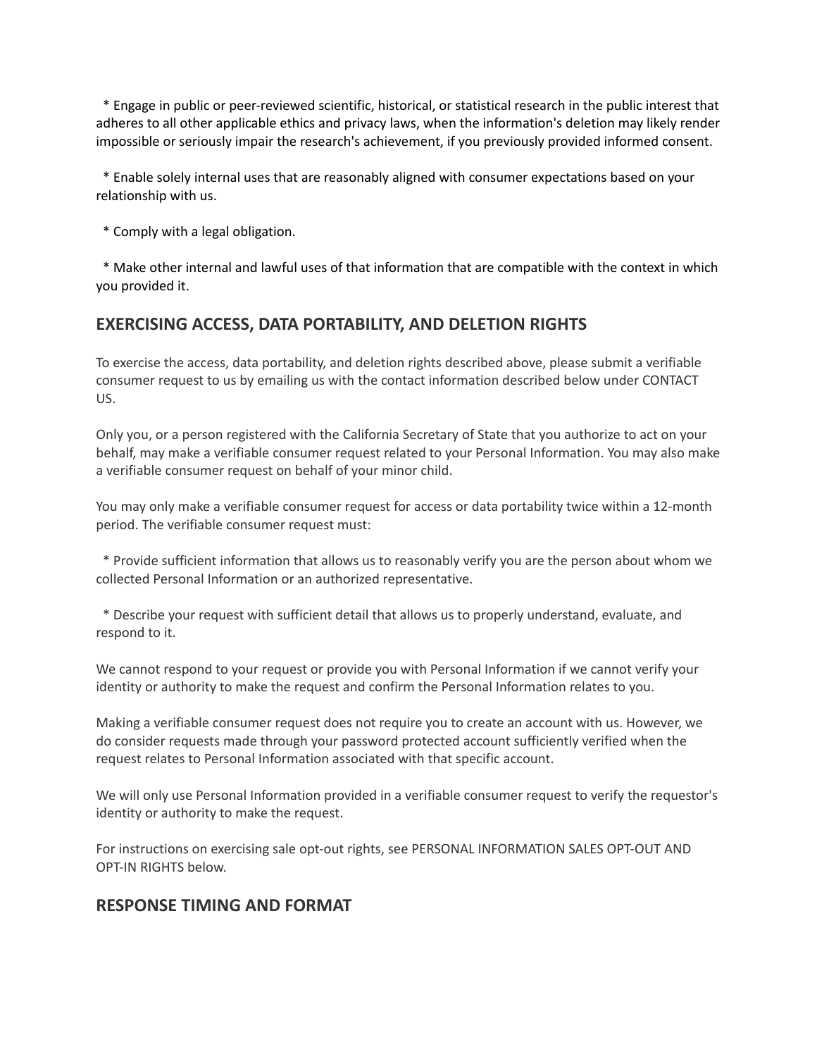* Engage in public or peer-reviewed scientific, historical, or statistical research in the public interest that adheres to all other applicable ethics and privacy laws, when the information's deletion may likely render impossible or seriously impair the research's achievement, if you previously provided informed consent.

* Enable solely internal uses that are reasonably aligned with consumer expectations based on your relationship with us.

* Comply with a legal obligation.

* Make other internal and lawful uses of that information that are compatible with the context in which you provided it.

## EXERCISING ACCESS, DATA PORTABILITY, AND DELETION RIGHTS

To exercise the access, data portability, and deletion rights described above, please submit a verifiable consumer request to us by emailing us with the contact information described below under CONTACT US.

Only you, or a person registered with the California Secretary of State that you authorize to act on your behalf, may make a verifiable consumer request related to your Personal Information. You may also make a verifiable consumer request on behalf of your minor child.

You may only make a verifiable consumer request for access or data portability twice within a 12-month period. The verifiable consumer request must:

* Provide sufficient information that allows us to reasonably verify you are the person about whom we collected Personal Information or an authorized representative.

* Describe your request with sufficient detail that allows us to properly understand, evaluate, and respond to it.

We cannot respond to your request or provide you with Personal Information if we cannot verify your identity or authority to make the request and confirm the Personal Information relates to you.

Making a verifiable consumer request does not require you to create an account with us. However, we do consider requests made through your password protected account sufficiently verified when the request relates to Personal Information associated with that specific account.

We will only use Personal Information provided in a verifiable consumer request to verify the requestor's identity or authority to make the request.

For instructions on exercising sale opt-out rights, see PERSONAL INFORMATION SALES OPT-OUT AND OPT-IN RIGHTS below.

## RESPONSE TIMING AND FORMAT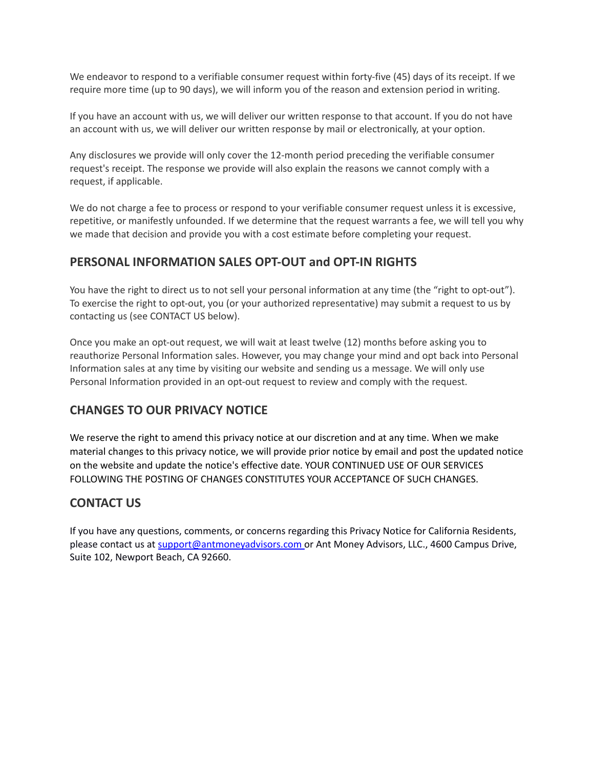We endeavor to respond to a verifiable consumer request within forty-five (45) days of its receipt. If we require more time (up to 90 days), we will inform you of the reason and extension period in writing.

If you have an account with us, we will deliver our written response to that account. If you do not have an account with us, we will deliver our written response by mail or electronically, at your option.

Any disclosures we provide will only cover the 12-month period preceding the verifiable consumer request's receipt. The response we provide will also explain the reasons we cannot comply with a request, if applicable.

We do not charge a fee to process or respond to your verifiable consumer request unless it is excessive, repetitive, or manifestly unfounded. If we determine that the request warrants a fee, we will tell you why we made that decision and provide you with a cost estimate before completing your request.

## PERSONAL INFORMATION SALES OPT-OUT and OPT-IN RIGHTS

You have the right to direct us to not sell your personal information at any time (the "right to opt-out"). To exercise the right to opt-out, you (or your authorized representative) may submit a request to us by contacting us (see CONTACT US below).

Once you make an opt-out request, we will wait at least twelve (12) months before asking you to reauthorize Personal Information sales. However, you may change your mind and opt back into Personal Information sales at any time by visiting our website and sending us a message. We will only use Personal Information provided in an opt-out request to review and comply with the request.

## CHANGES TO OUR PRIVACY NOTICE

We reserve the right to amend this privacy notice at our discretion and at any time. When we make material changes to this privacy notice, we will provide prior notice by email and post the updated notice on the website and update the notice's effective date. YOUR CONTINUED USE OF OUR SERVICES FOLLOWING THE POSTING OF CHANGES CONSTITUTES YOUR ACCEPTANCE OF SUCH CHANGES.

## CONTACT US

If you have any questions, comments, or concerns regarding this Privacy Notice for California Residents, please contact us at [support@antmoneyadvisors.com](mailto:support@antmoneyadvisors.com) or Ant Money Advisors, LLC., 4600 Campus Drive, Suite 102, Newport Beach, CA 92660.